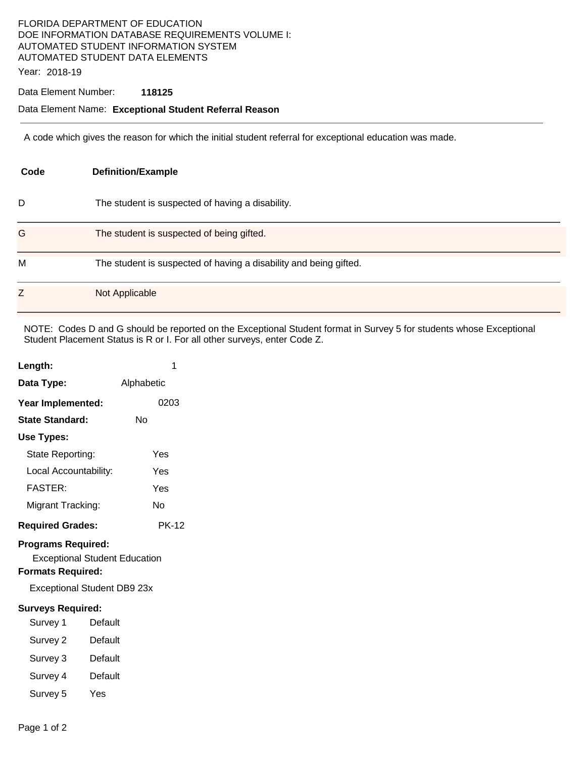FLORIDA DEPARTMENT OF EDUCATION
DOE INFORMATION DATABASE REQUIREMENTS VOLUME I:
AUTOMATED STUDENT INFORMATION SYSTEM
AUTOMATED STUDENT DATA ELEMENTS

Year: 2018-19

Data Element Number: **118125**

Data Element Name: **Exceptional Student Referral Reason**

---

A code which gives the reason for which the initial student referral for exceptional education was made.

| Code | Definition/Example |
|---|---|
| D | The student is suspected of having a disability. |
| G | The student is suspected of being gifted. |
| M | The student is suspected of having a disability and being gifted. |
| Z | Not Applicable |

NOTE: Codes D and G should be reported on the Exceptional Student format in Survey 5 for students whose Exceptional Student Placement Status is R or I. For all other surveys, enter Code Z.

**Length:** 1

**Data Type:** Alphabetic

**Year Implemented:** 0203

**State Standard:** No

**Use Types:**

- State Reporting: Yes
- Local Accountability: Yes
- FASTER: Yes
- Migrant Tracking: No

**Required Grades:** PK-12

**Programs Required:**

Exceptional Student Education

**Formats Required:**

Exceptional Student DB9 23x

**Surveys Required:**

| Survey | Required |
|---|---|
| Survey 1 | Default |
| Survey 2 | Default |
| Survey 3 | Default |
| Survey 4 | Default |
| Survey 5 | Yes |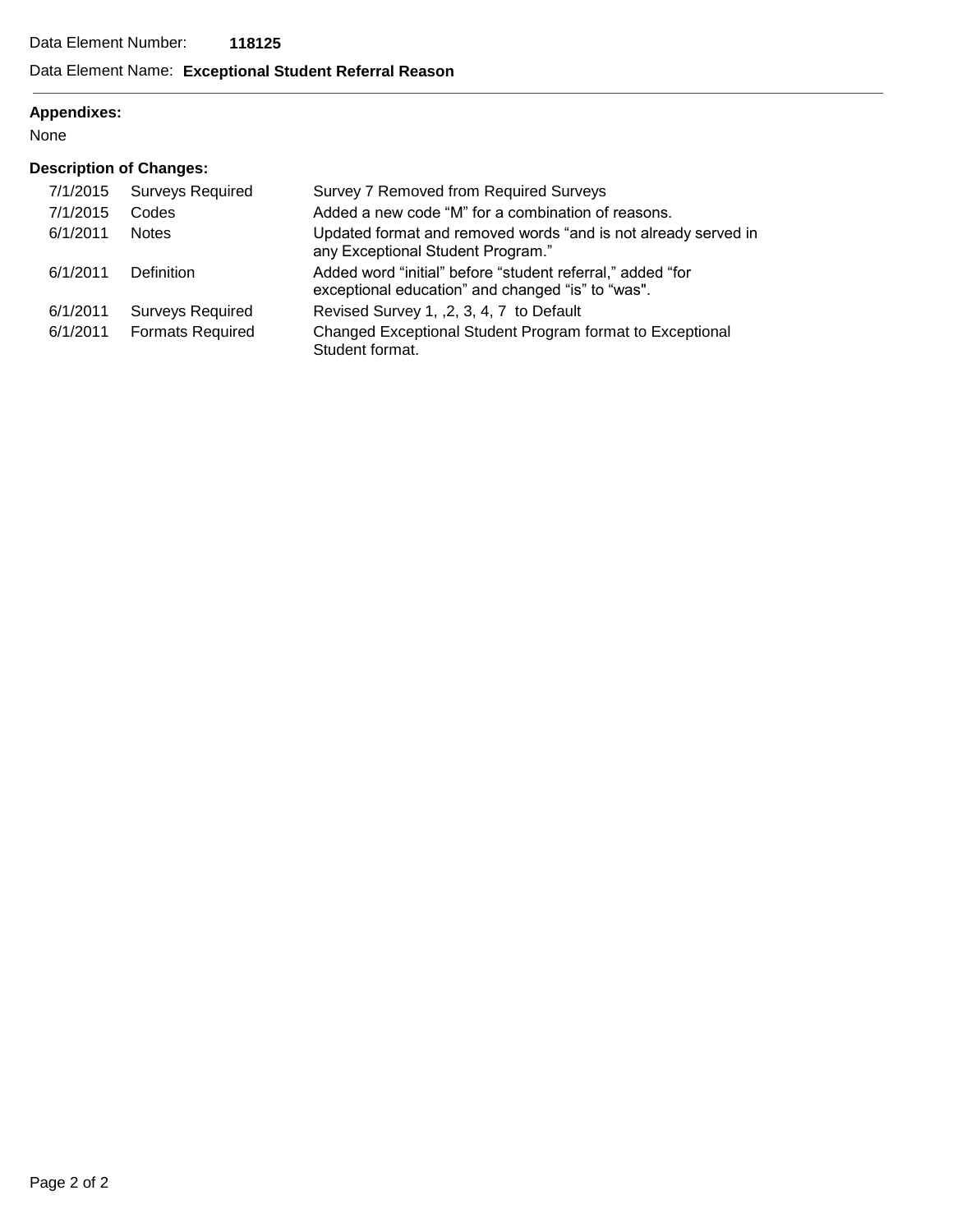Data Element Number: **118125**

Data Element Name: **Exceptional Student Referral Reason**

---

**Appendixes:**

None

**Description of Changes:**

| | | |
|---|---|---|
| 7/1/2015 | Surveys Required | Survey 7 Removed from Required Surveys |
| 7/1/2015 | Codes | Added a new code “M” for a combination of reasons. |
| 6/1/2011 | Notes | Updated format and removed words “and is not already served in any Exceptional Student Program.” |
| 6/1/2011 | Definition | Added word “initial” before “student referral,” added “for exceptional education” and changed “is” to “was". |
| 6/1/2011 | Surveys Required | Revised Survey 1, ,2, 3, 4, 7 to Default |
| 6/1/2011 | Formats Required | Changed Exceptional Student Program format to Exceptional Student format. |